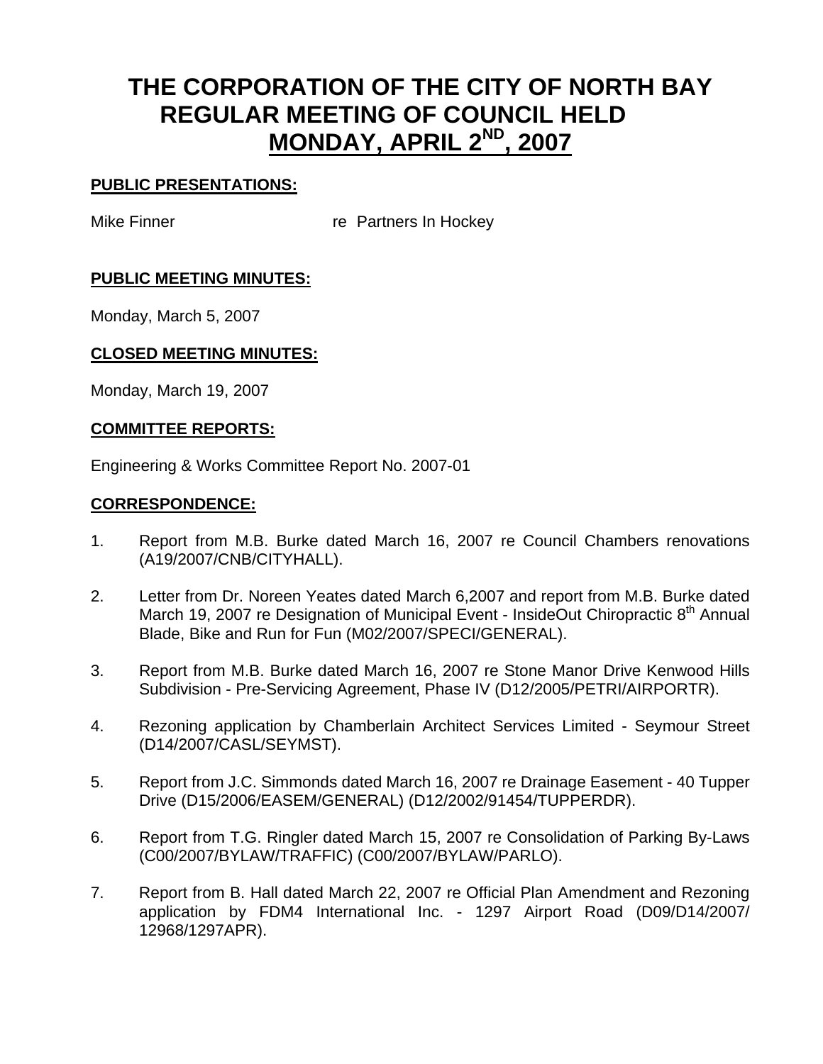# THE CORPORATION OF THE CITY OF NORTH BAY
# REGULAR MEETING OF COUNCIL HELD
# MONDAY, APRIL 2ND, 2007

## PUBLIC PRESENTATIONS:

Mike Finner re Partners In Hockey

## PUBLIC MEETING MINUTES:

Monday, March 5, 2007

## CLOSED MEETING MINUTES:

Monday, March 19, 2007

## COMMITTEE REPORTS:

Engineering & Works Committee Report No. 2007-01

## CORRESPONDENCE:

1. Report from M.B. Burke dated March 16, 2007 re Council Chambers renovations (A19/2007/CNB/CITYHALL).

2. Letter from Dr. Noreen Yeates dated March 6,2007 and report from M.B. Burke dated March 19, 2007 re Designation of Municipal Event - InsideOut Chiropractic 8th Annual Blade, Bike and Run for Fun (M02/2007/SPECI/GENERAL).

3. Report from M.B. Burke dated March 16, 2007 re Stone Manor Drive Kenwood Hills Subdivision - Pre-Servicing Agreement, Phase IV (D12/2005/PETRI/AIRPORTR).

4. Rezoning application by Chamberlain Architect Services Limited - Seymour Street (D14/2007/CASL/SEYMST).

5. Report from J.C. Simmonds dated March 16, 2007 re Drainage Easement - 40 Tupper Drive (D15/2006/EASEM/GENERAL) (D12/2002/91454/TUPPERDR).

6. Report from T.G. Ringler dated March 15, 2007 re Consolidation of Parking By-Laws (C00/2007/BYLAW/TRAFFIC) (C00/2007/BYLAW/PARLO).

7. Report from B. Hall dated March 22, 2007 re Official Plan Amendment and Rezoning application by FDM4 International Inc. - 1297 Airport Road (D09/D14/2007/12968/1297APR).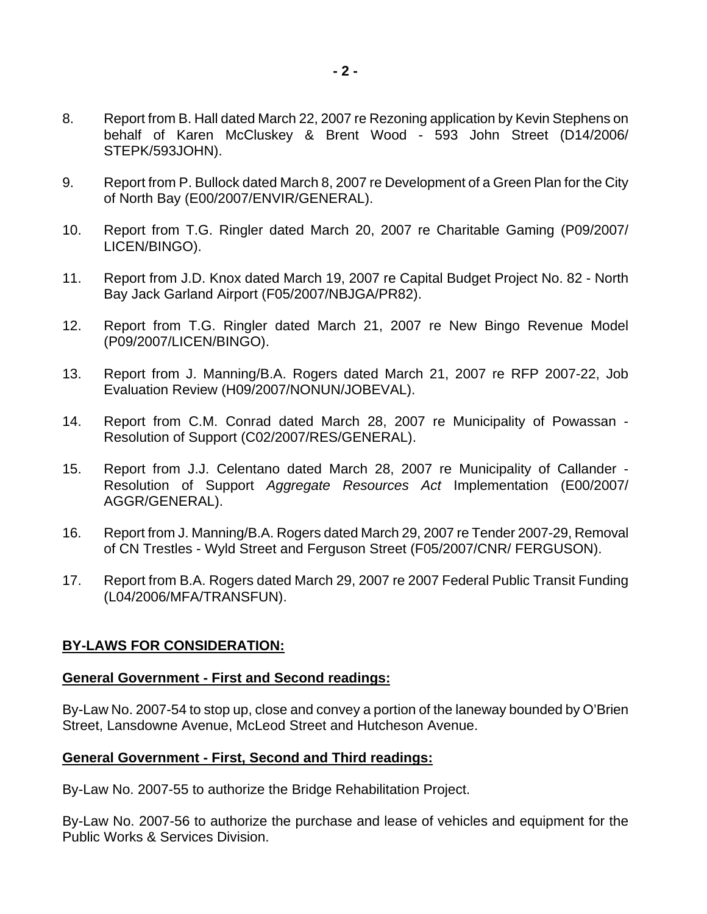8. Report from B. Hall dated March 22, 2007 re Rezoning application by Kevin Stephens on behalf of Karen McCluskey & Brent Wood - 593 John Street (D14/2006/STEPK/593JOHN).

9. Report from P. Bullock dated March 8, 2007 re Development of a Green Plan for the City of North Bay (E00/2007/ENVIR/GENERAL).

10. Report from T.G. Ringler dated March 20, 2007 re Charitable Gaming (P09/2007/LICEN/BINGO).

11. Report from J.D. Knox dated March 19, 2007 re Capital Budget Project No. 82 - North Bay Jack Garland Airport (F05/2007/NBJGA/PR82).

12. Report from T.G. Ringler dated March 21, 2007 re New Bingo Revenue Model (P09/2007/LICEN/BINGO).

13. Report from J. Manning/B.A. Rogers dated March 21, 2007 re RFP 2007-22, Job Evaluation Review (H09/2007/NONUN/JOBEVAL).

14. Report from C.M. Conrad dated March 28, 2007 re Municipality of Powassan - Resolution of Support (C02/2007/RES/GENERAL).

15. Report from J.J. Celentano dated March 28, 2007 re Municipality of Callander - Resolution of Support *Aggregate Resources Act* Implementation (E00/2007/AGGR/GENERAL).

16. Report from J. Manning/B.A. Rogers dated March 29, 2007 re Tender 2007-29, Removal of CN Trestles - Wyld Street and Ferguson Street (F05/2007/CNR/ FERGUSON).

17. Report from B.A. Rogers dated March 29, 2007 re 2007 Federal Public Transit Funding (L04/2006/MFA/TRANSFUN).

## **BY-LAWS FOR CONSIDERATION:**

### **General Government - First and Second readings:**

By-Law No. 2007-54 to stop up, close and convey a portion of the laneway bounded by O'Brien Street, Lansdowne Avenue, McLeod Street and Hutcheson Avenue.

### **General Government - First, Second and Third readings:**

By-Law No. 2007-55 to authorize the Bridge Rehabilitation Project.

By-Law No. 2007-56 to authorize the purchase and lease of vehicles and equipment for the Public Works & Services Division.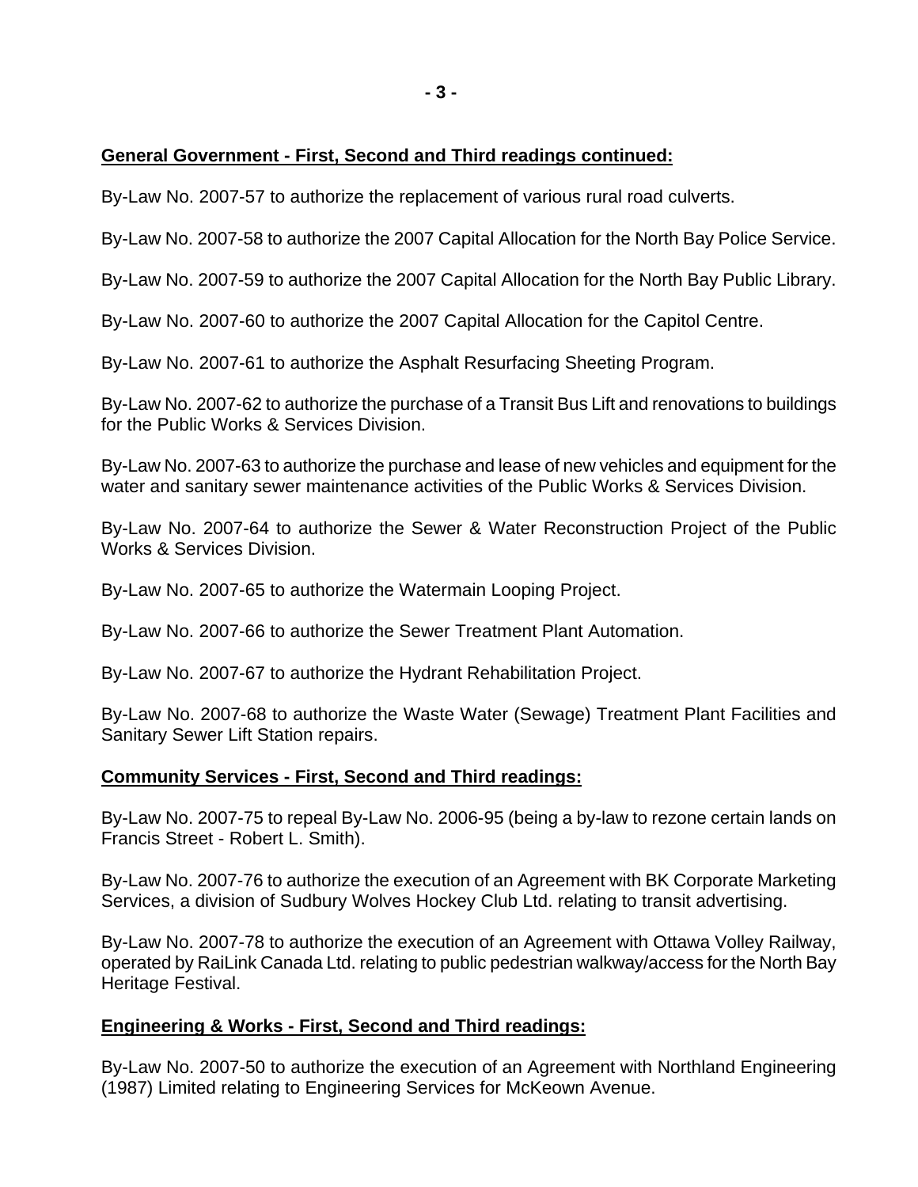**General Government - First, Second and Third readings continued:**

By-Law No. 2007-57 to authorize the replacement of various rural road culverts.

By-Law No. 2007-58 to authorize the 2007 Capital Allocation for the North Bay Police Service.

By-Law No. 2007-59 to authorize the 2007 Capital Allocation for the North Bay Public Library.

By-Law No. 2007-60 to authorize the 2007 Capital Allocation for the Capitol Centre.

By-Law No. 2007-61 to authorize the Asphalt Resurfacing Sheeting Program.

By-Law No. 2007-62 to authorize the purchase of a Transit Bus Lift and renovations to buildings for the Public Works & Services Division.

By-Law No. 2007-63 to authorize the purchase and lease of new vehicles and equipment for the water and sanitary sewer maintenance activities of the Public Works & Services Division.

By-Law No. 2007-64 to authorize the Sewer & Water Reconstruction Project of the Public Works & Services Division.

By-Law No. 2007-65 to authorize the Watermain Looping Project.

By-Law No. 2007-66 to authorize the Sewer Treatment Plant Automation.

By-Law No. 2007-67 to authorize the Hydrant Rehabilitation Project.

By-Law No. 2007-68 to authorize the Waste Water (Sewage) Treatment Plant Facilities and Sanitary Sewer Lift Station repairs.

**Community Services - First, Second and Third readings:**

By-Law No. 2007-75 to repeal By-Law No. 2006-95 (being a by-law to rezone certain lands on Francis Street - Robert L. Smith).

By-Law No. 2007-76 to authorize the execution of an Agreement with BK Corporate Marketing Services, a division of Sudbury Wolves Hockey Club Ltd. relating to transit advertising.

By-Law No. 2007-78 to authorize the execution of an Agreement with Ottawa Volley Railway, operated by RaiLink Canada Ltd. relating to public pedestrian walkway/access for the North Bay Heritage Festival.

**Engineering & Works - First, Second and Third readings:**

By-Law No. 2007-50 to authorize the execution of an Agreement with Northland Engineering (1987) Limited relating to Engineering Services for McKeown Avenue.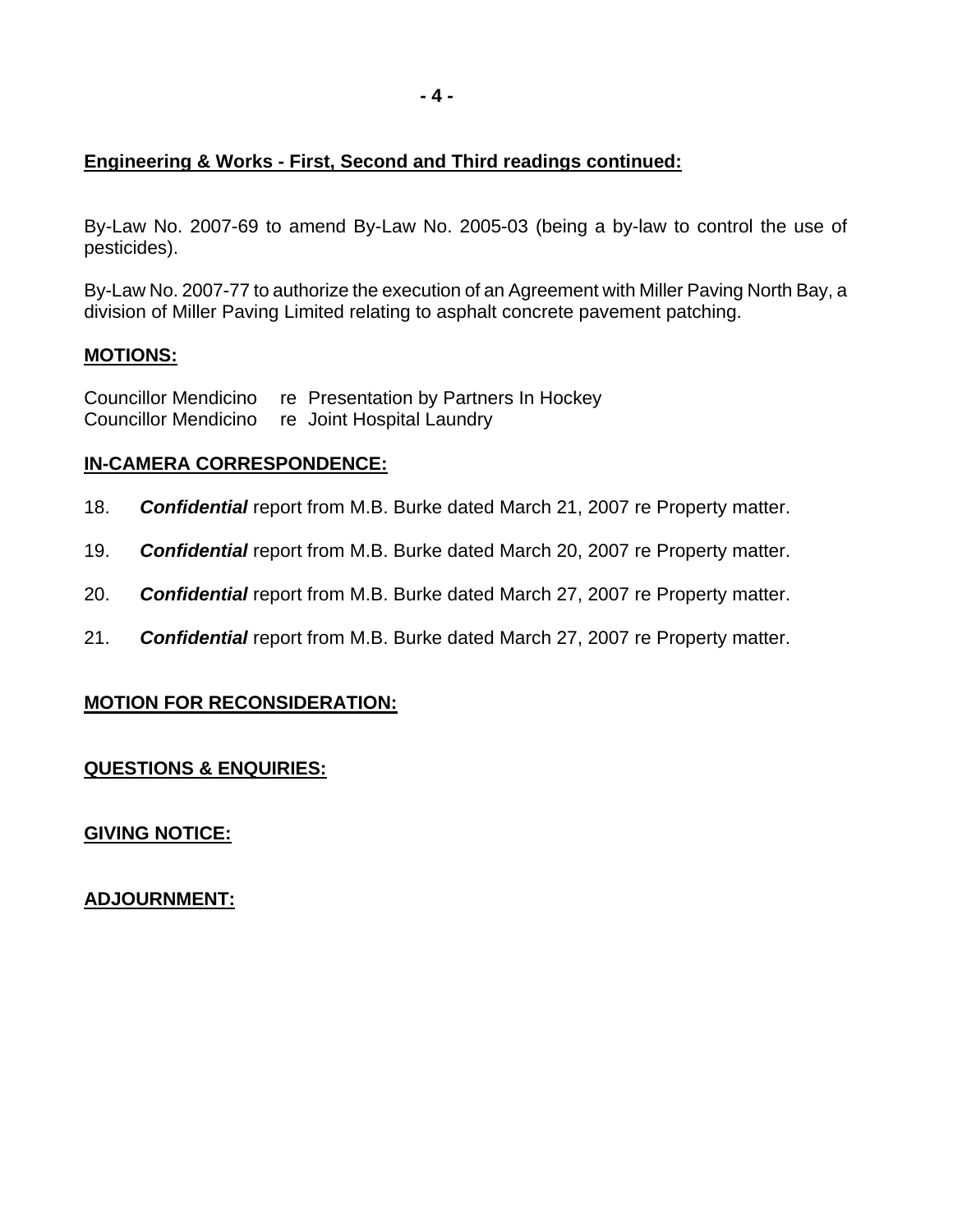**Engineering & Works - First, Second and Third readings continued:**

By-Law No. 2007-69 to amend By-Law No. 2005-03 (being a by-law to control the use of pesticides).

By-Law No. 2007-77 to authorize the execution of an Agreement with Miller Paving North Bay, a division of Miller Paving Limited relating to asphalt concrete pavement patching.

**MOTIONS:**

Councillor Mendicino re Presentation by Partners In Hockey
Councillor Mendicino re Joint Hospital Laundry

**IN-CAMERA CORRESPONDENCE:**

18. ***Confidential*** report from M.B. Burke dated March 21, 2007 re Property matter.

19. ***Confidential*** report from M.B. Burke dated March 20, 2007 re Property matter.

20. ***Confidential*** report from M.B. Burke dated March 27, 2007 re Property matter.

21. ***Confidential*** report from M.B. Burke dated March 27, 2007 re Property matter.

**MOTION FOR RECONSIDERATION:**

**QUESTIONS & ENQUIRIES:**

**GIVING NOTICE:**

**ADJOURNMENT:**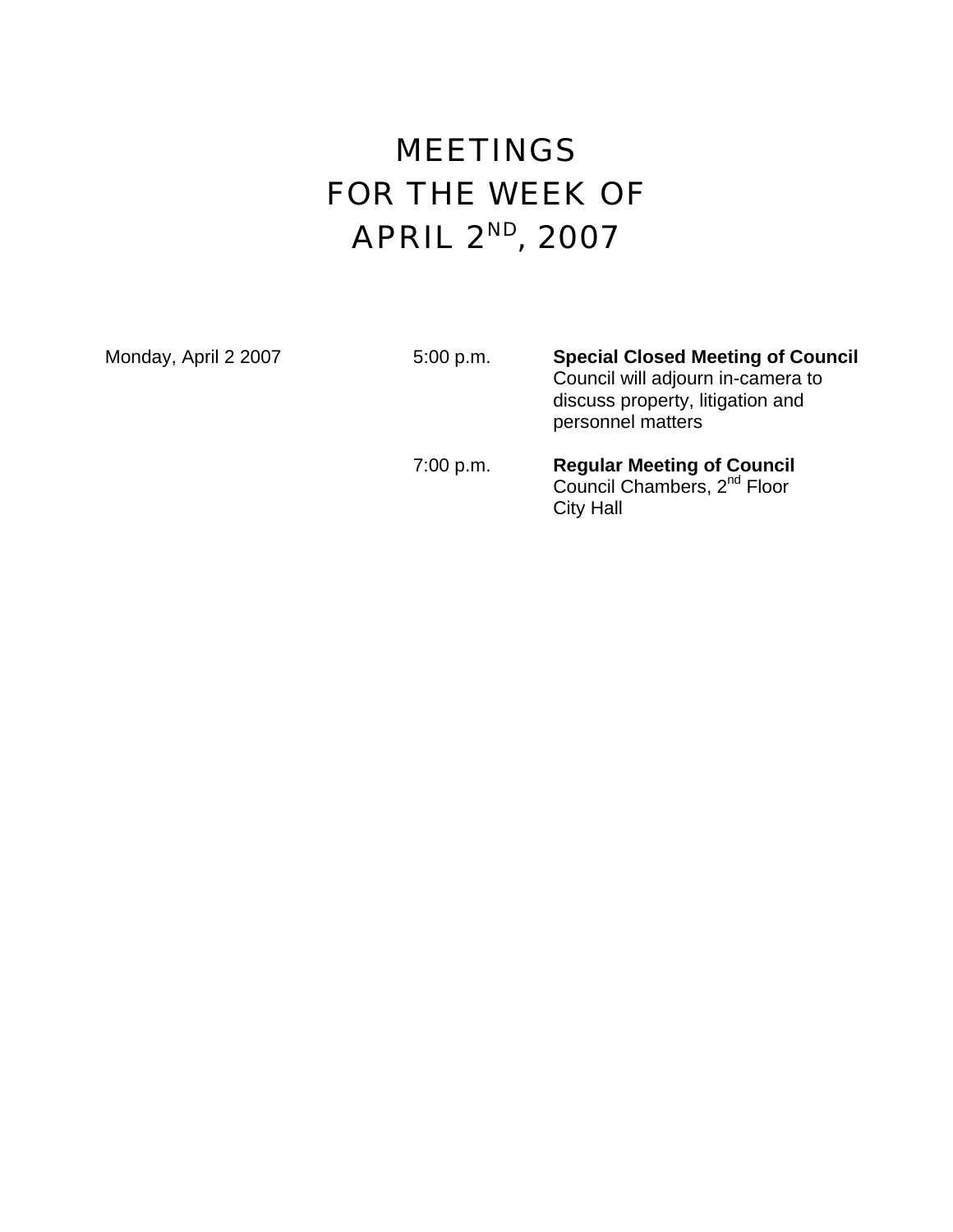# MEETINGS
# FOR THE WEEK OF
# APRIL 2ND, 2007

| | | |
|---|---|---|
| Monday, April 2 2007 | 5:00 p.m. | **Special Closed Meeting of Council**<br>Council will adjourn in-camera to discuss property, litigation and personnel matters |
| | 7:00 p.m. | **Regular Meeting of Council**<br>Council Chambers, 2nd Floor<br>City Hall |